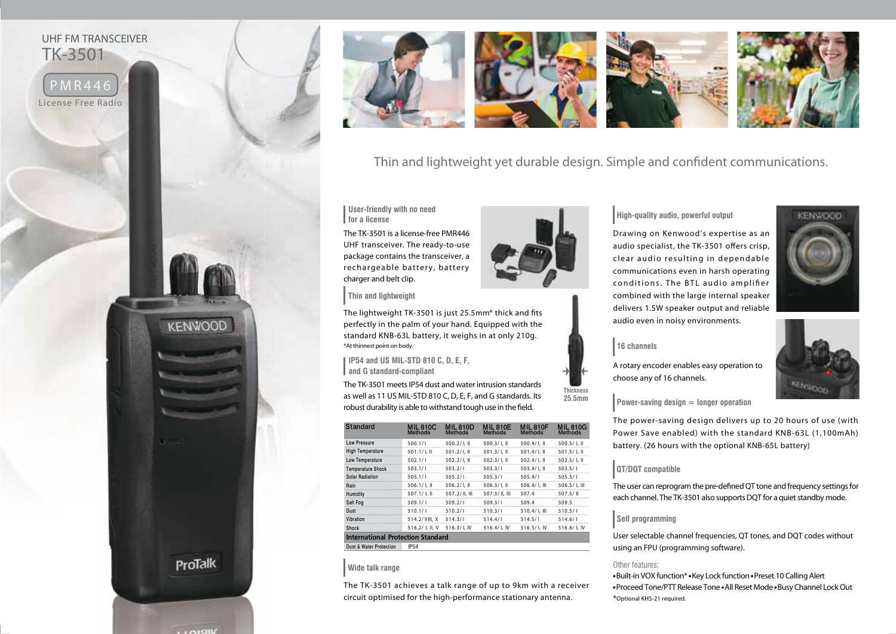UHF FM TRANSCEIVER

# TK-3501

PMR446

License Free Radio

## Thin and lightweight yet durable design. Simple and confident communications.

### User-friendly with no need for a license

The TK-3501 is a license-free PMR446 UHF transceiver. The ready-to-use package contains the transceiver, a rechargeable battery, battery charger and belt clip.

### Thin and lightweight

The lightweight TK-3501 is just 25.5mm* thick and fits perfectly in the palm of your hand. Equipped with the standard KNB-63L battery, it weighs in at only 210g.

*At thinnest point on body.

Thickness 25.5mm

### IP54 and US MIL-STD 810 C, D, E, F, and G standards-compliant

The TK-3501 meets IP54 dust and water intrusion standards as well as 11 US MIL-STD 810 C, D, E, F, and G standards. Its robust durability is able to withstand tough use in the field.

| Standard | MIL 810C Methods | MIL 810D Methods | MIL 810E Methods | MIL 810F Methods | MIL 810G Methods |
|---|---|---|---|---|---|
| Low Pressure | 500.1/ I | 500.2/ I, II | 500.3/ I, II | 500.4/ I, II | 500.5/ I, II |
| High Temperature | 501.1/ I, II | 501.2/ I, II | 501.3/ I, II | 501.4/ I, II | 501.5/ I, II |
| Low Temperature | 502.1/ I | 502.2/ I, II | 502.3/ I, II | 502.4/ I, II | 502.5/ I, II |
| Temperature Shock | 503.1/ I | 503.2/ I | 503.3/ I | 503.4/ I, II | 503.5/ I |
| Solar Radiation | 505.1/ I | 505.2/ I | 505.3/ I | 505.4/ I | 505.5/ I |
| Rain | 506.1/ I, II | 506.2/ I, II | 506.3/ I, II | 506.4/ I, III | 506.5/ I, III |
| Humidity | 507.1/ I, II | 507.2/ II, III | 507.3/ II, III | 507.4 | 507.5/ II |
| Salt Fog | 509.1/ I | 509.2/ I | 509.3/ I | 509.4 | 509.5 |
| Dust | 510.1/ I | 510.2/ I | 510.3/ I | 510.4/ I, III | 510.5/ I |
| Vibration | 514.2/ VIII, X | 514.3/ I | 514.4/ I | 514.5/ I | 514.6/ I |
| Shock | 516.2/ I, II, V | 516.3/ I, IV | 516.4/ I, IV | 516.5/ I, IV | 516.6/ I, IV |
| **International Protection Standard** | | | | | |
| Dust & Water Protection | IP54 | | | | |

### Wide talk range

The TK-3501 achieves a talk range of up to 9km with a receiver circuit optimised for the high-performance stationary antenna.

### High-quality audio, powerful output

Drawing on Kenwood's expertise as an audio specialist, the TK-3501 offers crisp, clear audio resulting in dependable communications even in harsh operating conditions. The BTL audio amplifier combined with the large internal speaker delivers 1.5W speaker output and reliable audio even in noisy environments.

### 16 channels

A rotary encoder enables easy operation to choose any of 16 channels.

### Power-saving design = longer operation

The power-saving design delivers up to 20 hours of use (with Power Save enabled) with the standard KNB-63L (1,100mAh) battery. (26 hours with the optional KNB-65L battery)

### QT/DQT compatible

The user can reprogram the pre-defined QT tone and frequency settings for each channel. The TK-3501 also supports DQT for a quiet standby mode.

### Self programming

User selectable channel frequencies, QT tones, and DQT codes without using an FPU (programming software).

Other features:

• Built-in VOX function* • Key Lock function • Preset 10 Calling Alert
• Proceed Tone/PTT Release Tone • All Reset Mode • Busy Channel Lock Out

*Optional KHS-21 required.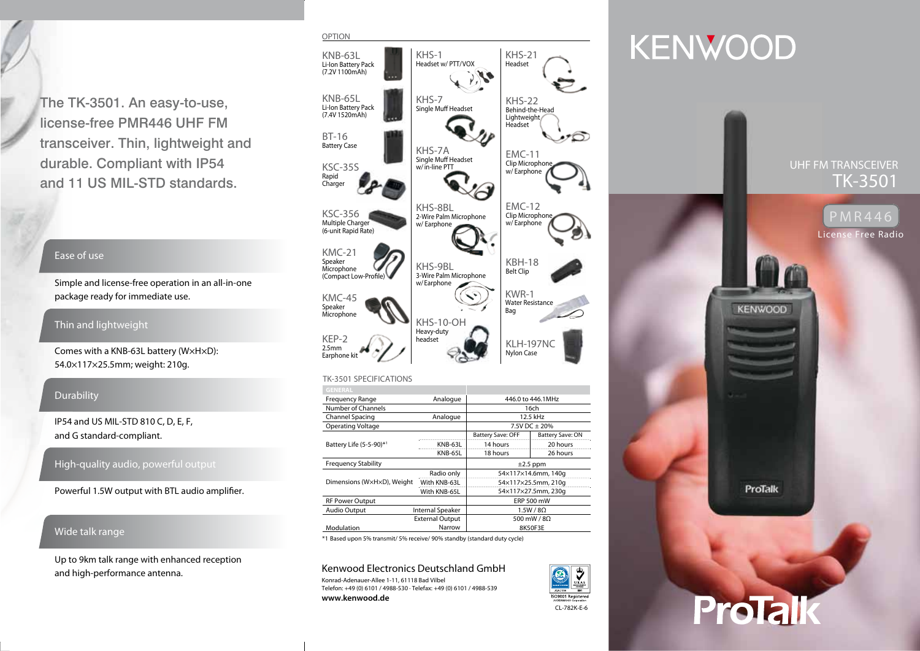The TK-3501. An easy-to-use, license-free PMR446 UHF FM transceiver. Thin, lightweight and durable. Compliant with IP54 and 11 US MIL-STD standards.

## Ease of use

Simple and license-free operation in an all-in-one package ready for immediate use.

## Thin and lightweight

Comes with a KNB-63L battery (W×H×D): 54.0×117×25.5mm; weight: 210g.

## Durability

IP54 and US MIL-STD 810 C, D, E, F, and G standard-compliant.

## High-quality audio, powerful output

Powerful 1.5W output with BTL audio amplifier.

## Wide talk range

Up to 9km talk range with enhanced reception and high-performance antenna.

## OPTION

**KNB-63L** Li-Ion Battery Pack (7.2V 1100mAh)

**KNB-65L** Li-Ion Battery Pack (7.4V 1520mAh)

**BT-16** Battery Case

**KSC-35S** Rapid Charger

**KSC-356** Multiple Charger (6-unit Rapid Rate)

**KMC-21** Speaker Microphone (Compact Low-Profile)

**KMC-45** Speaker Microphone

**KEP-2** 2.5mm Earphone kit

**KHS-1** Headset w/ PTT/VOX

**KHS-7** Single Muff Headset

**KHS-7A** Single Muff Headset w/ in-line PTT

**KHS-8BL** 2-Wire Palm Microphone w/ Earphone

**KHS-9BL** 3-Wire Palm Microphone w/ Earphone

**KHS-10-OH** Heavy-duty headset

**KHS-21** Headset

**KHS-22** Behind-the-Head Lightweight Headset

**EMC-11** Clip Microphone w/ Earphone

**EMC-12** Clip Microphone w/ Earphone

**KBH-18** Belt Clip

**KWR-1** Water Resistance Bag

**KLH-197NC** Nylon Case

## TK-3501 SPECIFICATIONS

| GENERAL | | | |
|---|---|---|---|
| Frequency Range | Analogue | 446.0 to 446.1MHz | |
| Number of Channels | | 16ch | |
| Channel Spacing | Analogue | 12.5 kHz | |
| Operating Voltage | | 7.5V DC ± 20% | |
| Battery Life (5-5-90)*[1] | | Battery Save: OFF | Battery Save: ON |
| | KNB-63L | 14 hours | 20 hours |
| | KNB-65L | 18 hours | 26 hours |
| Frequency Stability | | ±2.5 ppm | |
| Dimensions (W×H×D), Weight | Radio only | 54×117×14.6mm, 140g | |
| | With KNB-63L | 54×117×25.5mm, 210g | |
| | With KNB-65L | 54×117×27.5mm, 230g | |
| RF Power Output | | ERP 500 mW | |
| Audio Output | Internal Speaker | 1.5W / 8Ω | |
| | External Output | 500 mW / 8Ω | |
| Modulation | Narrow | 8K50F3E | |

*1 Based upon 5% transmit/ 5% receive/ 90% standby (standard duty cycle)

**Kenwood Electronics Deutschland GmbH**

Konrad-Adenauer-Allee 1-11, 61118 Bad Vilbel
Telefon: +49 (0) 6101 / 4988-530 · Telefax: +49 (0) 6101 / 4988-539
**www.kenwood.de**

ISO9001 Registered

CL-782K-E-6

KENWOOD

UHF FM TRANSCEIVER
TK-3501

PMR446
License Free Radio

ProTalk